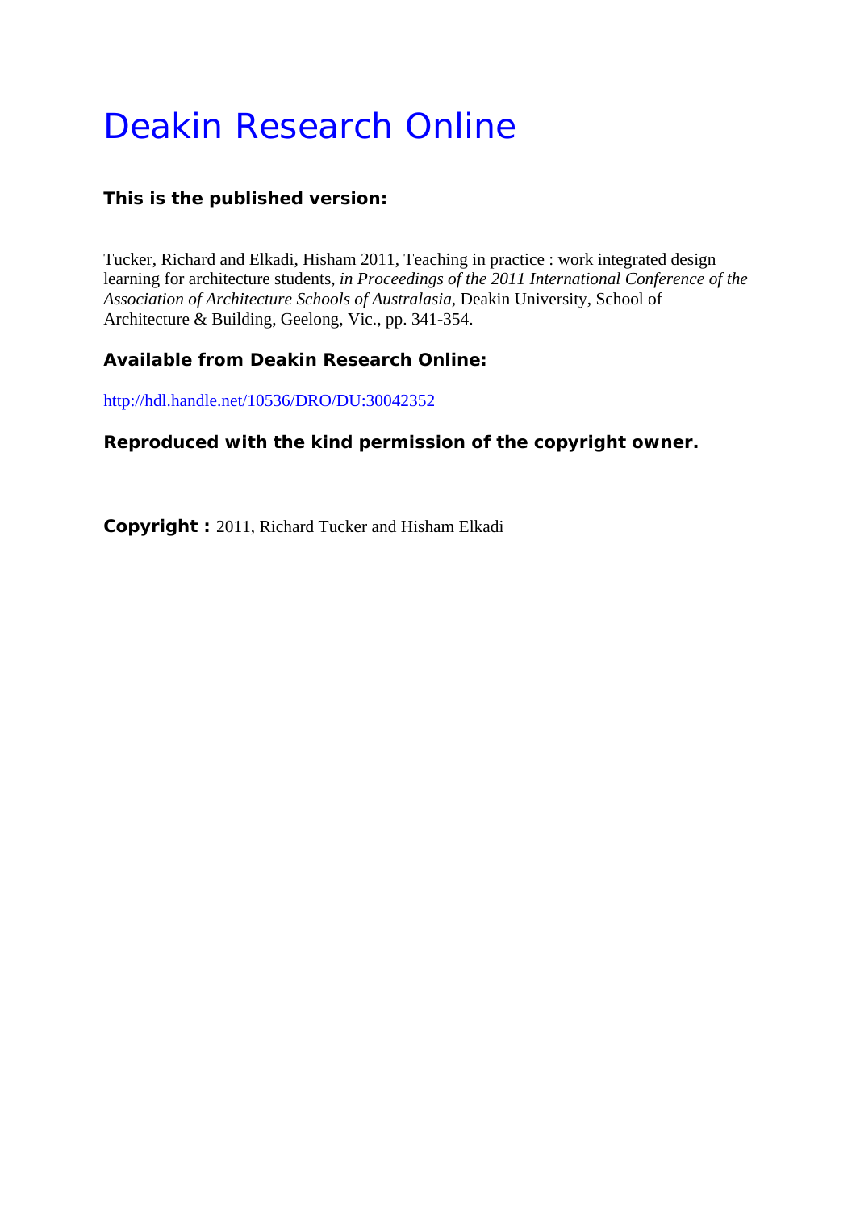# Deakin Research Online

**This is the published version:**

Tucker, Richard and Elkadi, Hisham 2011, Teaching in practice : work integrated design learning for architecture students, *in Proceedings of the 2011 International Conference of the Association of Architecture Schools of Australasia*, Deakin University, School of Architecture & Building, Geelong, Vic., pp. 341-354.

**Available from Deakin Research Online:**

http://hdl.handle.net/10536/DRO/DU:30042352

**Reproduced with the kind permission of the copyright owner.**

**Copyright :** 2011, Richard Tucker and Hisham Elkadi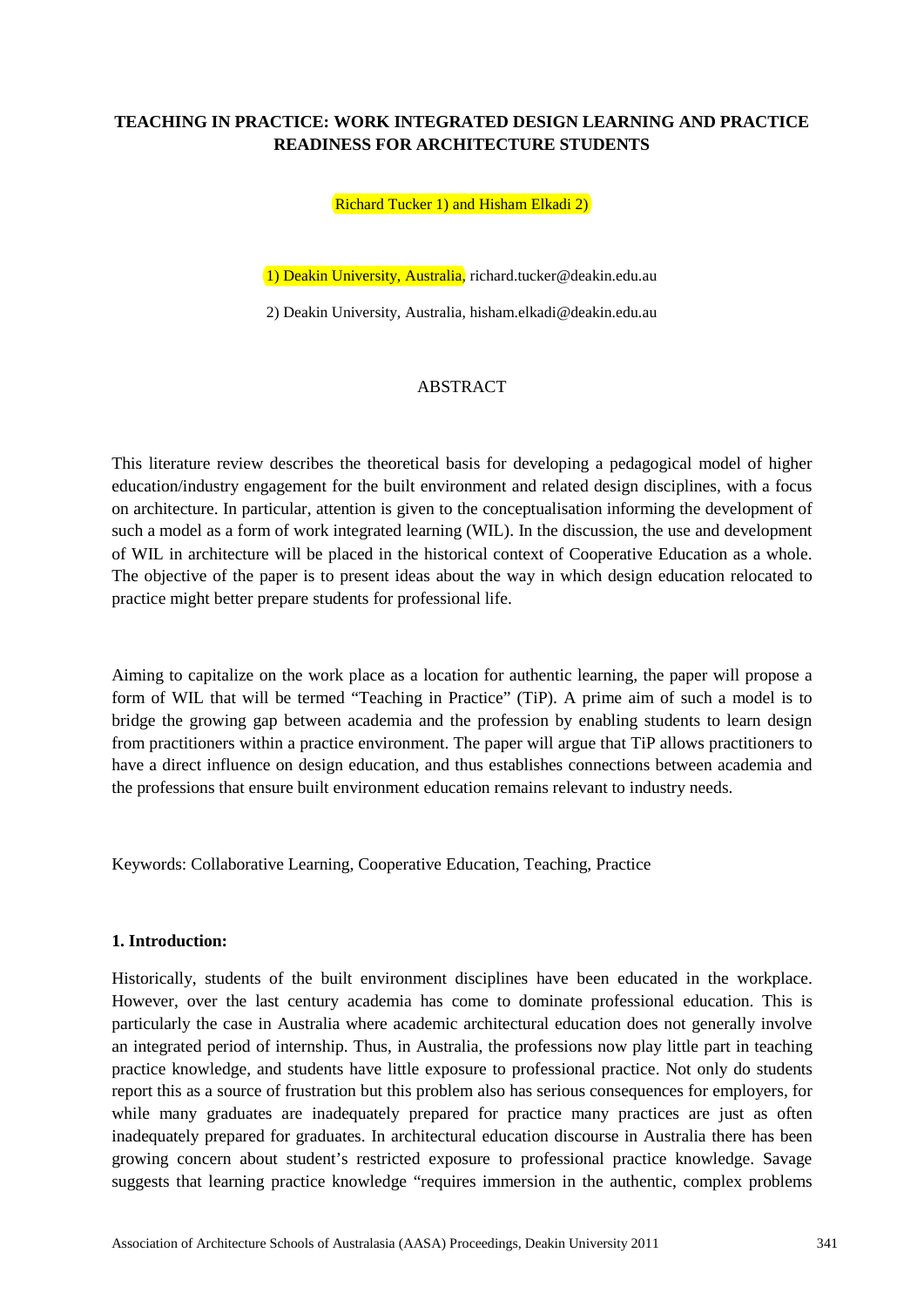**TEACHING IN PRACTICE: WORK INTEGRATED DESIGN LEARNING AND PRACTICE READINESS FOR ARCHITECTURE STUDENTS**

Richard Tucker 1) and Hisham Elkadi 2)

1) Deakin University, Australia, richard.tucker@deakin.edu.au

2) Deakin University, Australia, hisham.elkadi@deakin.edu.au

ABSTRACT

This literature review describes the theoretical basis for developing a pedagogical model of higher education/industry engagement for the built environment and related design disciplines, with a focus on architecture. In particular, attention is given to the conceptualisation informing the development of such a model as a form of work integrated learning (WIL). In the discussion, the use and development of WIL in architecture will be placed in the historical context of Cooperative Education as a whole. The objective of the paper is to present ideas about the way in which design education relocated to practice might better prepare students for professional life.

Aiming to capitalize on the work place as a location for authentic learning, the paper will propose a form of WIL that will be termed "Teaching in Practice" (TiP). A prime aim of such a model is to bridge the growing gap between academia and the profession by enabling students to learn design from practitioners within a practice environment. The paper will argue that TiP allows practitioners to have a direct influence on design education, and thus establishes connections between academia and the professions that ensure built environment education remains relevant to industry needs.

Keywords: Collaborative Learning, Cooperative Education, Teaching, Practice

**1. Introduction:**

Historically, students of the built environment disciplines have been educated in the workplace. However, over the last century academia has come to dominate professional education. This is particularly the case in Australia where academic architectural education does not generally involve an integrated period of internship. Thus, in Australia, the professions now play little part in teaching practice knowledge, and students have little exposure to professional practice. Not only do students report this as a source of frustration but this problem also has serious consequences for employers, for while many graduates are inadequately prepared for practice many practices are just as often inadequately prepared for graduates. In architectural education discourse in Australia there has been growing concern about student's restricted exposure to professional practice knowledge. Savage suggests that learning practice knowledge "requires immersion in the authentic, complex problems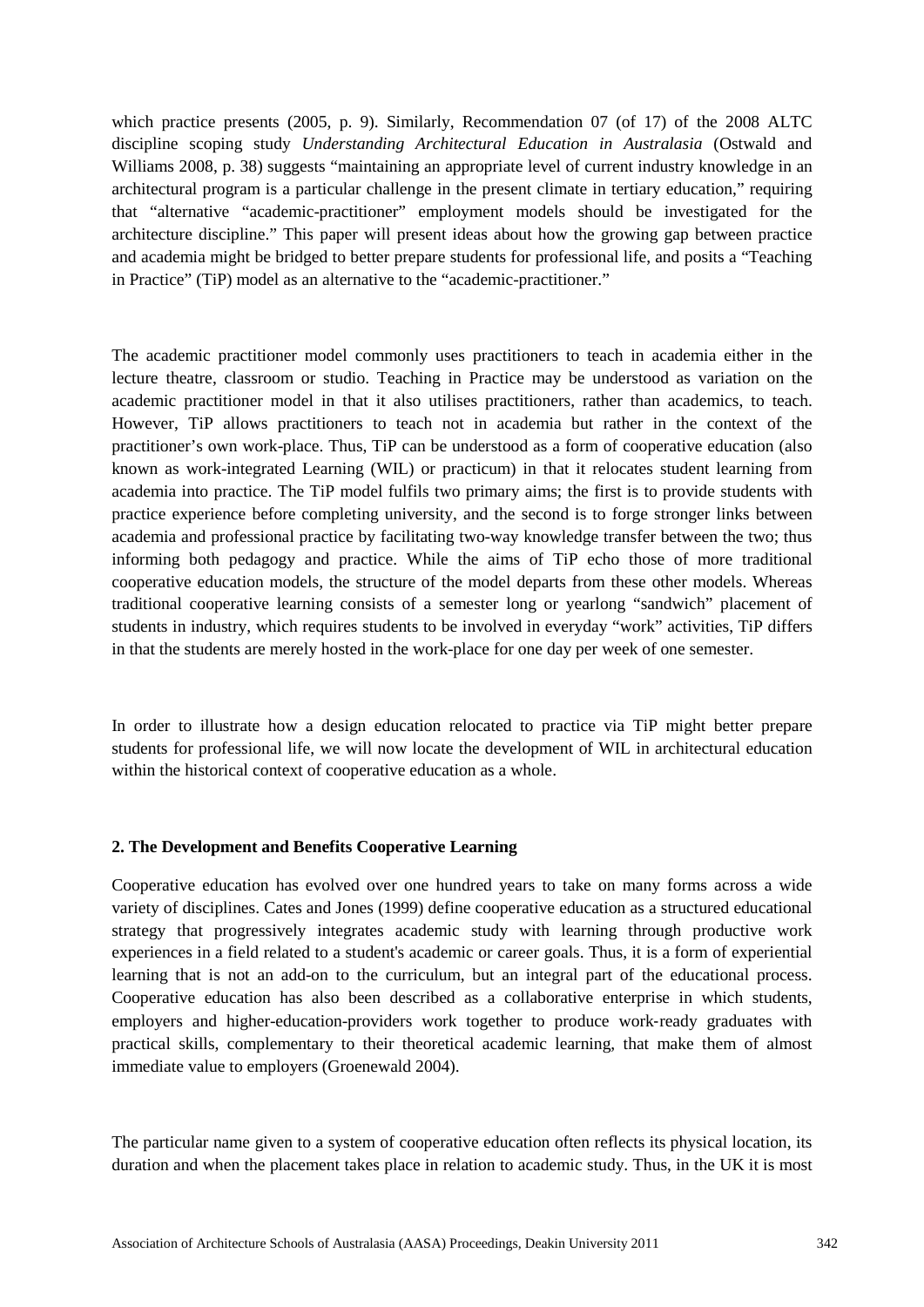which practice presents (2005, p. 9). Similarly, Recommendation 07 (of 17) of the 2008 ALTC discipline scoping study *Understanding Architectural Education in Australasia* (Ostwald and Williams 2008, p. 38) suggests "maintaining an appropriate level of current industry knowledge in an architectural program is a particular challenge in the present climate in tertiary education," requiring that "alternative "academic-practitioner" employment models should be investigated for the architecture discipline." This paper will present ideas about how the growing gap between practice and academia might be bridged to better prepare students for professional life, and posits a "Teaching in Practice" (TiP) model as an alternative to the "academic-practitioner."

The academic practitioner model commonly uses practitioners to teach in academia either in the lecture theatre, classroom or studio. Teaching in Practice may be understood as variation on the academic practitioner model in that it also utilises practitioners, rather than academics, to teach. However, TiP allows practitioners to teach not in academia but rather in the context of the practitioner's own work-place. Thus, TiP can be understood as a form of cooperative education (also known as work-integrated Learning (WIL) or practicum) in that it relocates student learning from academia into practice. The TiP model fulfils two primary aims; the first is to provide students with practice experience before completing university, and the second is to forge stronger links between academia and professional practice by facilitating two-way knowledge transfer between the two; thus informing both pedagogy and practice. While the aims of TiP echo those of more traditional cooperative education models, the structure of the model departs from these other models. Whereas traditional cooperative learning consists of a semester long or yearlong "sandwich" placement of students in industry, which requires students to be involved in everyday "work" activities, TiP differs in that the students are merely hosted in the work-place for one day per week of one semester.

In order to illustrate how a design education relocated to practice via TiP might better prepare students for professional life, we will now locate the development of WIL in architectural education within the historical context of cooperative education as a whole.

## 2. The Development and Benefits Cooperative Learning

Cooperative education has evolved over one hundred years to take on many forms across a wide variety of disciplines. Cates and Jones (1999) define cooperative education as a structured educational strategy that progressively integrates academic study with learning through productive work experiences in a field related to a student's academic or career goals. Thus, it is a form of experiential learning that is not an add-on to the curriculum, but an integral part of the educational process. Cooperative education has also been described as a collaborative enterprise in which students, employers and higher-education-providers work together to produce work-ready graduates with practical skills, complementary to their theoretical academic learning, that make them of almost immediate value to employers (Groenewald 2004).

The particular name given to a system of cooperative education often reflects its physical location, its duration and when the placement takes place in relation to academic study. Thus, in the UK it is most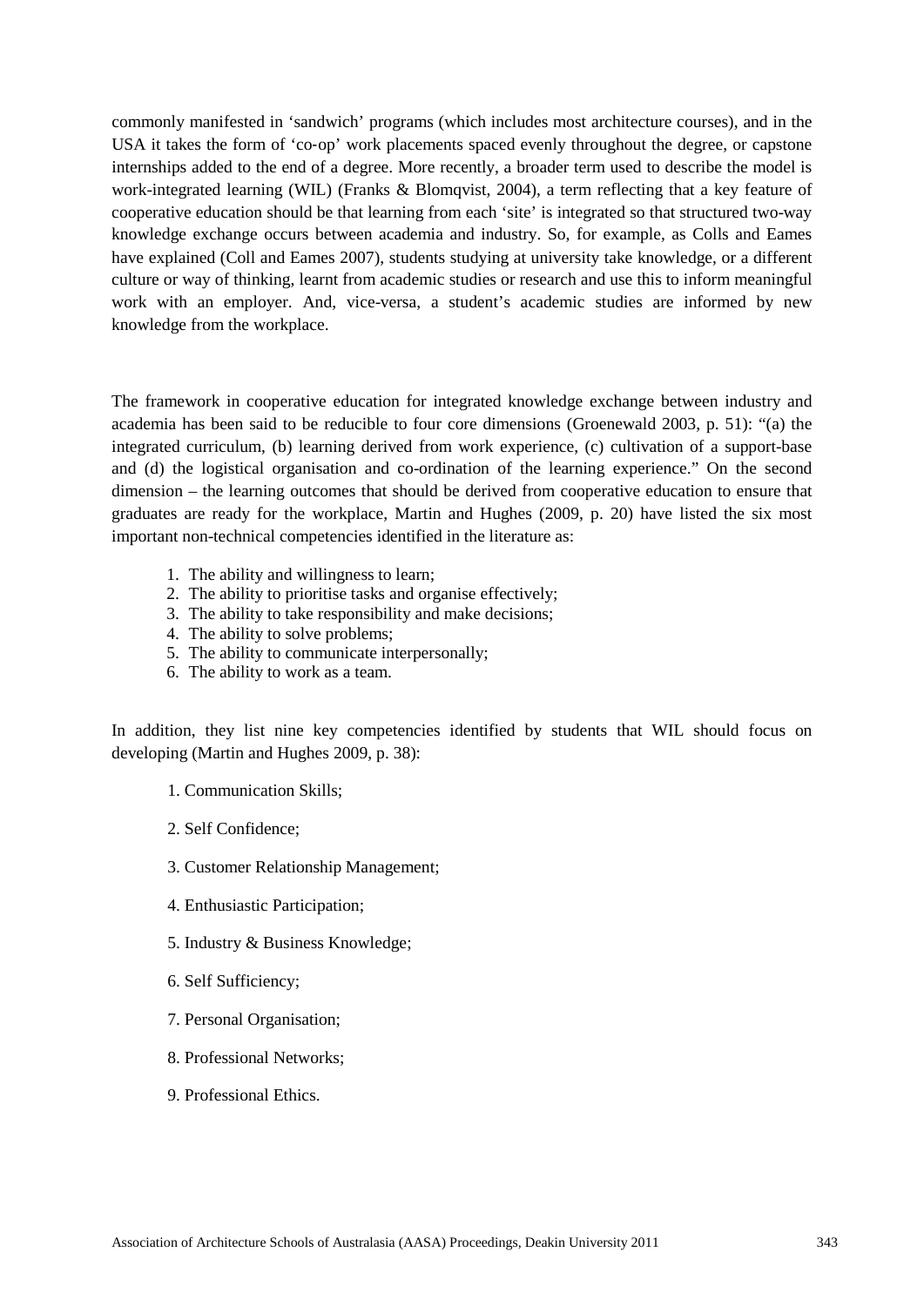commonly manifested in 'sandwich' programs (which includes most architecture courses), and in the USA it takes the form of 'co-op' work placements spaced evenly throughout the degree, or capstone internships added to the end of a degree. More recently, a broader term used to describe the model is work-integrated learning (WIL) (Franks & Blomqvist, 2004), a term reflecting that a key feature of cooperative education should be that learning from each 'site' is integrated so that structured two-way knowledge exchange occurs between academia and industry. So, for example, as Colls and Eames have explained (Coll and Eames 2007), students studying at university take knowledge, or a different culture or way of thinking, learnt from academic studies or research and use this to inform meaningful work with an employer. And, vice-versa, a student's academic studies are informed by new knowledge from the workplace.

The framework in cooperative education for integrated knowledge exchange between industry and academia has been said to be reducible to four core dimensions (Groenewald 2003, p. 51): "(a) the integrated curriculum, (b) learning derived from work experience, (c) cultivation of a support-base and (d) the logistical organisation and co-ordination of the learning experience." On the second dimension – the learning outcomes that should be derived from cooperative education to ensure that graduates are ready for the workplace, Martin and Hughes (2009, p. 20) have listed the six most important non-technical competencies identified in the literature as:

1. The ability and willingness to learn;
2. The ability to prioritise tasks and organise effectively;
3. The ability to take responsibility and make decisions;
4. The ability to solve problems;
5. The ability to communicate interpersonally;
6. The ability to work as a team.

In addition, they list nine key competencies identified by students that WIL should focus on developing (Martin and Hughes 2009, p. 38):

1. Communication Skills;
2. Self Confidence;
3. Customer Relationship Management;
4. Enthusiastic Participation;
5. Industry & Business Knowledge;
6. Self Sufficiency;
7. Personal Organisation;
8. Professional Networks;
9. Professional Ethics.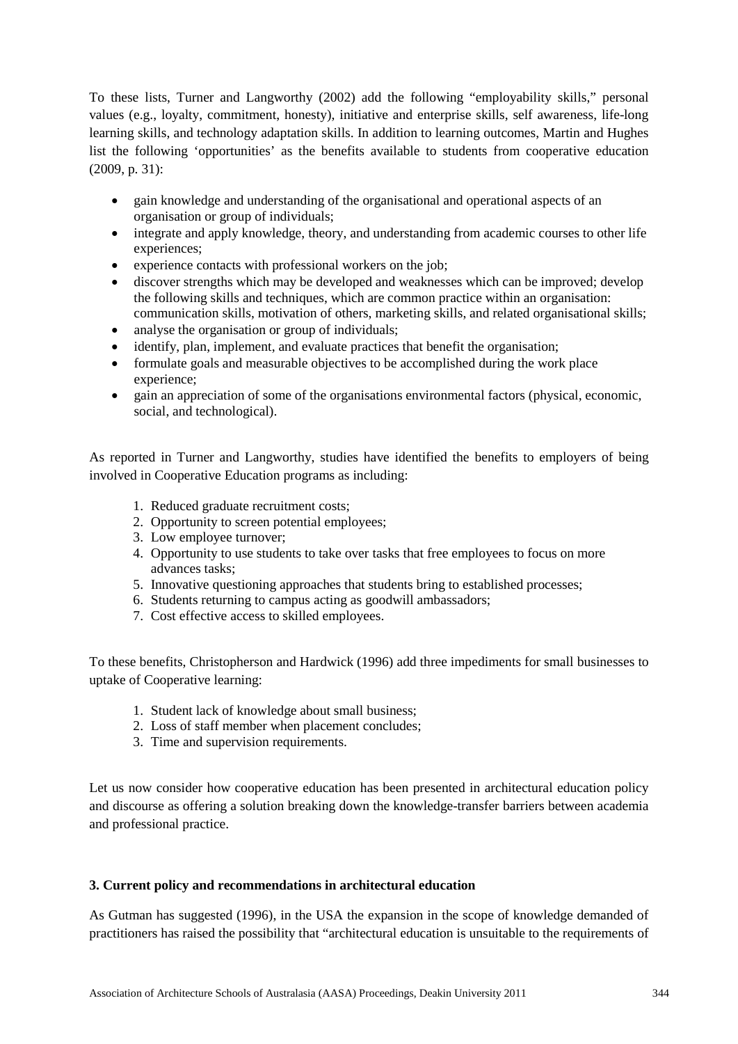To these lists, Turner and Langworthy (2002) add the following "employability skills," personal values (e.g., loyalty, commitment, honesty), initiative and enterprise skills, self awareness, life-long learning skills, and technology adaptation skills. In addition to learning outcomes, Martin and Hughes list the following 'opportunities' as the benefits available to students from cooperative education (2009, p. 31):

- gain knowledge and understanding of the organisational and operational aspects of an organisation or group of individuals;
- integrate and apply knowledge, theory, and understanding from academic courses to other life experiences;
- experience contacts with professional workers on the job;
- discover strengths which may be developed and weaknesses which can be improved; develop the following skills and techniques, which are common practice within an organisation: communication skills, motivation of others, marketing skills, and related organisational skills;
- analyse the organisation or group of individuals;
- identify, plan, implement, and evaluate practices that benefit the organisation;
- formulate goals and measurable objectives to be accomplished during the work place experience;
- gain an appreciation of some of the organisations environmental factors (physical, economic, social, and technological).

As reported in Turner and Langworthy, studies have identified the benefits to employers of being involved in Cooperative Education programs as including:

1. Reduced graduate recruitment costs;
2. Opportunity to screen potential employees;
3. Low employee turnover;
4. Opportunity to use students to take over tasks that free employees to focus on more advances tasks;
5. Innovative questioning approaches that students bring to established processes;
6. Students returning to campus acting as goodwill ambassadors;
7. Cost effective access to skilled employees.

To these benefits, Christopherson and Hardwick (1996) add three impediments for small businesses to uptake of Cooperative learning:

1. Student lack of knowledge about small business;
2. Loss of staff member when placement concludes;
3. Time and supervision requirements.

Let us now consider how cooperative education has been presented in architectural education policy and discourse as offering a solution breaking down the knowledge-transfer barriers between academia and professional practice.

### 3. Current policy and recommendations in architectural education

As Gutman has suggested (1996), in the USA the expansion in the scope of knowledge demanded of practitioners has raised the possibility that "architectural education is unsuitable to the requirements of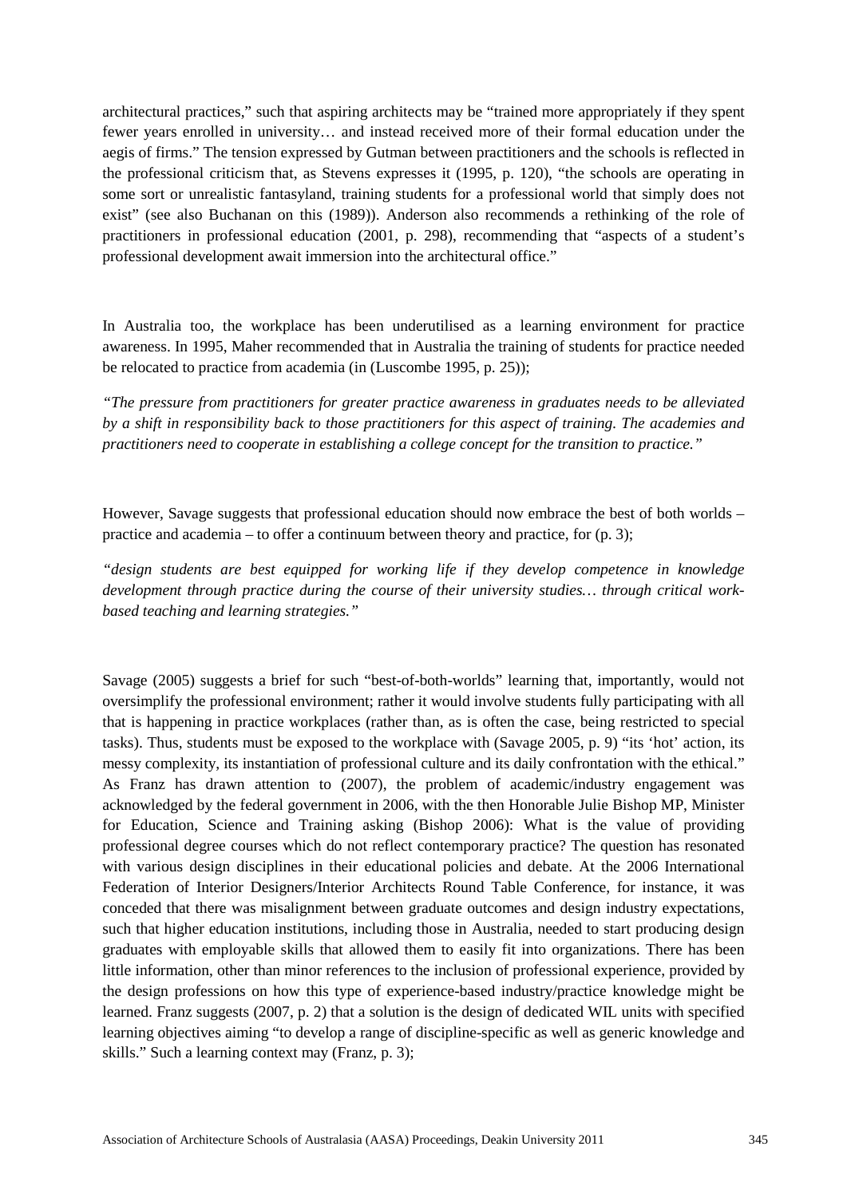architectural practices," such that aspiring architects may be "trained more appropriately if they spent fewer years enrolled in university… and instead received more of their formal education under the aegis of firms." The tension expressed by Gutman between practitioners and the schools is reflected in the professional criticism that, as Stevens expresses it (1995, p. 120), "the schools are operating in some sort or unrealistic fantasyland, training students for a professional world that simply does not exist" (see also Buchanan on this (1989)). Anderson also recommends a rethinking of the role of practitioners in professional education (2001, p. 298), recommending that "aspects of a student's professional development await immersion into the architectural office."

In Australia too, the workplace has been underutilised as a learning environment for practice awareness. In 1995, Maher recommended that in Australia the training of students for practice needed be relocated to practice from academia (in (Luscombe 1995, p. 25));

*"The pressure from practitioners for greater practice awareness in graduates needs to be alleviated by a shift in responsibility back to those practitioners for this aspect of training. The academies and practitioners need to cooperate in establishing a college concept for the transition to practice."*

However, Savage suggests that professional education should now embrace the best of both worlds – practice and academia – to offer a continuum between theory and practice, for (p. 3);

*"design students are best equipped for working life if they develop competence in knowledge development through practice during the course of their university studies… through critical work-based teaching and learning strategies."*

Savage (2005) suggests a brief for such "best-of-both-worlds" learning that, importantly, would not oversimplify the professional environment; rather it would involve students fully participating with all that is happening in practice workplaces (rather than, as is often the case, being restricted to special tasks). Thus, students must be exposed to the workplace with (Savage 2005, p. 9) "its 'hot' action, its messy complexity, its instantiation of professional culture and its daily confrontation with the ethical." As Franz has drawn attention to (2007), the problem of academic/industry engagement was acknowledged by the federal government in 2006, with the then Honorable Julie Bishop MP, Minister for Education, Science and Training asking (Bishop 2006): What is the value of providing professional degree courses which do not reflect contemporary practice? The question has resonated with various design disciplines in their educational policies and debate. At the 2006 International Federation of Interior Designers/Interior Architects Round Table Conference, for instance, it was conceded that there was misalignment between graduate outcomes and design industry expectations, such that higher education institutions, including those in Australia, needed to start producing design graduates with employable skills that allowed them to easily fit into organizations. There has been little information, other than minor references to the inclusion of professional experience, provided by the design professions on how this type of experience-based industry/practice knowledge might be learned. Franz suggests (2007, p. 2) that a solution is the design of dedicated WIL units with specified learning objectives aiming "to develop a range of discipline-specific as well as generic knowledge and skills." Such a learning context may (Franz, p. 3);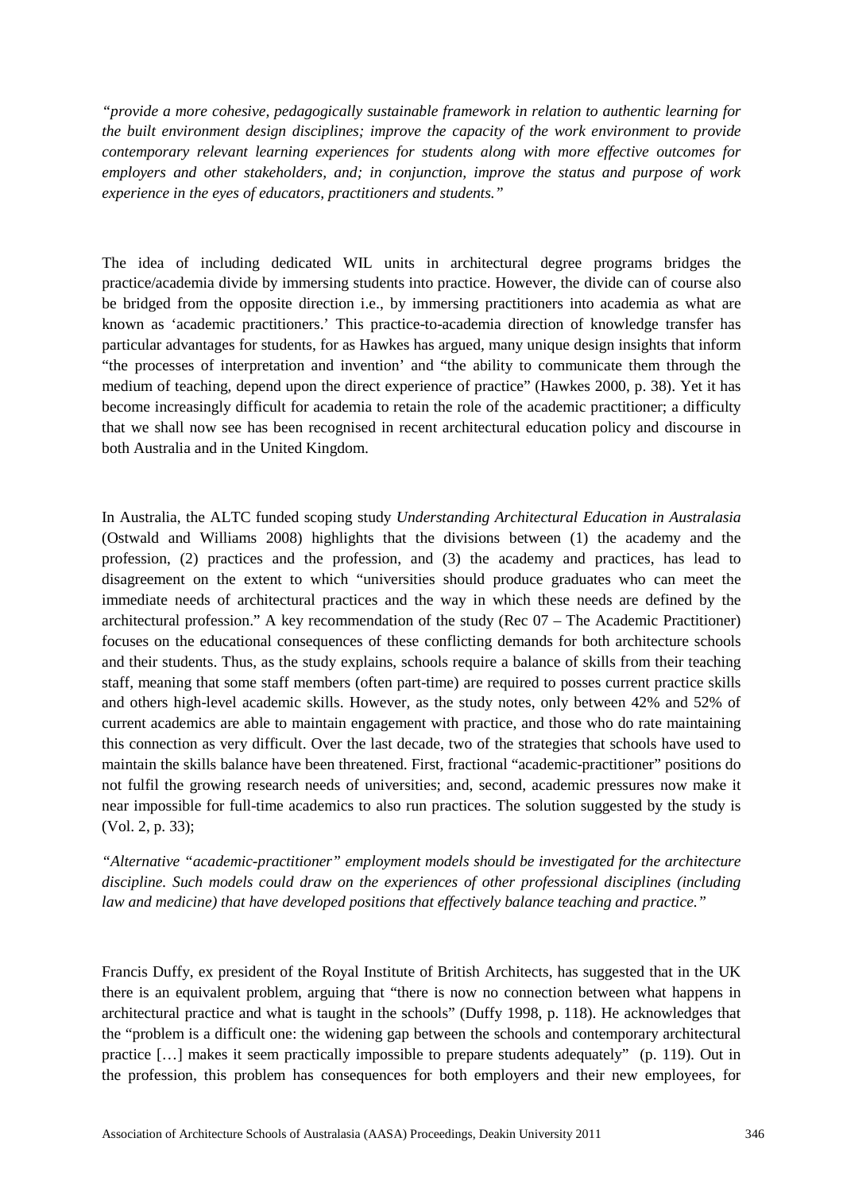*"provide a more cohesive, pedagogically sustainable framework in relation to authentic learning for the built environment design disciplines; improve the capacity of the work environment to provide contemporary relevant learning experiences for students along with more effective outcomes for employers and other stakeholders, and; in conjunction, improve the status and purpose of work experience in the eyes of educators, practitioners and students."*

The idea of including dedicated WIL units in architectural degree programs bridges the practice/academia divide by immersing students into practice. However, the divide can of course also be bridged from the opposite direction i.e., by immersing practitioners into academia as what are known as 'academic practitioners.' This practice-to-academia direction of knowledge transfer has particular advantages for students, for as Hawkes has argued, many unique design insights that inform "the processes of interpretation and invention' and "the ability to communicate them through the medium of teaching, depend upon the direct experience of practice" (Hawkes 2000, p. 38). Yet it has become increasingly difficult for academia to retain the role of the academic practitioner; a difficulty that we shall now see has been recognised in recent architectural education policy and discourse in both Australia and in the United Kingdom.

In Australia, the ALTC funded scoping study *Understanding Architectural Education in Australasia* (Ostwald and Williams 2008) highlights that the divisions between (1) the academy and the profession, (2) practices and the profession, and (3) the academy and practices, has lead to disagreement on the extent to which "universities should produce graduates who can meet the immediate needs of architectural practices and the way in which these needs are defined by the architectural profession." A key recommendation of the study (Rec 07 – The Academic Practitioner) focuses on the educational consequences of these conflicting demands for both architecture schools and their students. Thus, as the study explains, schools require a balance of skills from their teaching staff, meaning that some staff members (often part-time) are required to posses current practice skills and others high-level academic skills. However, as the study notes, only between 42% and 52% of current academics are able to maintain engagement with practice, and those who do rate maintaining this connection as very difficult. Over the last decade, two of the strategies that schools have used to maintain the skills balance have been threatened. First, fractional "academic-practitioner" positions do not fulfil the growing research needs of universities; and, second, academic pressures now make it near impossible for full-time academics to also run practices. The solution suggested by the study is (Vol. 2, p. 33);

*"Alternative "academic-practitioner" employment models should be investigated for the architecture discipline. Such models could draw on the experiences of other professional disciplines (including law and medicine) that have developed positions that effectively balance teaching and practice."*

Francis Duffy, ex president of the Royal Institute of British Architects, has suggested that in the UK there is an equivalent problem, arguing that "there is now no connection between what happens in architectural practice and what is taught in the schools" (Duffy 1998, p. 118). He acknowledges that the "problem is a difficult one: the widening gap between the schools and contemporary architectural practice […] makes it seem practically impossible to prepare students adequately" (p. 119). Out in the profession, this problem has consequences for both employers and their new employees, for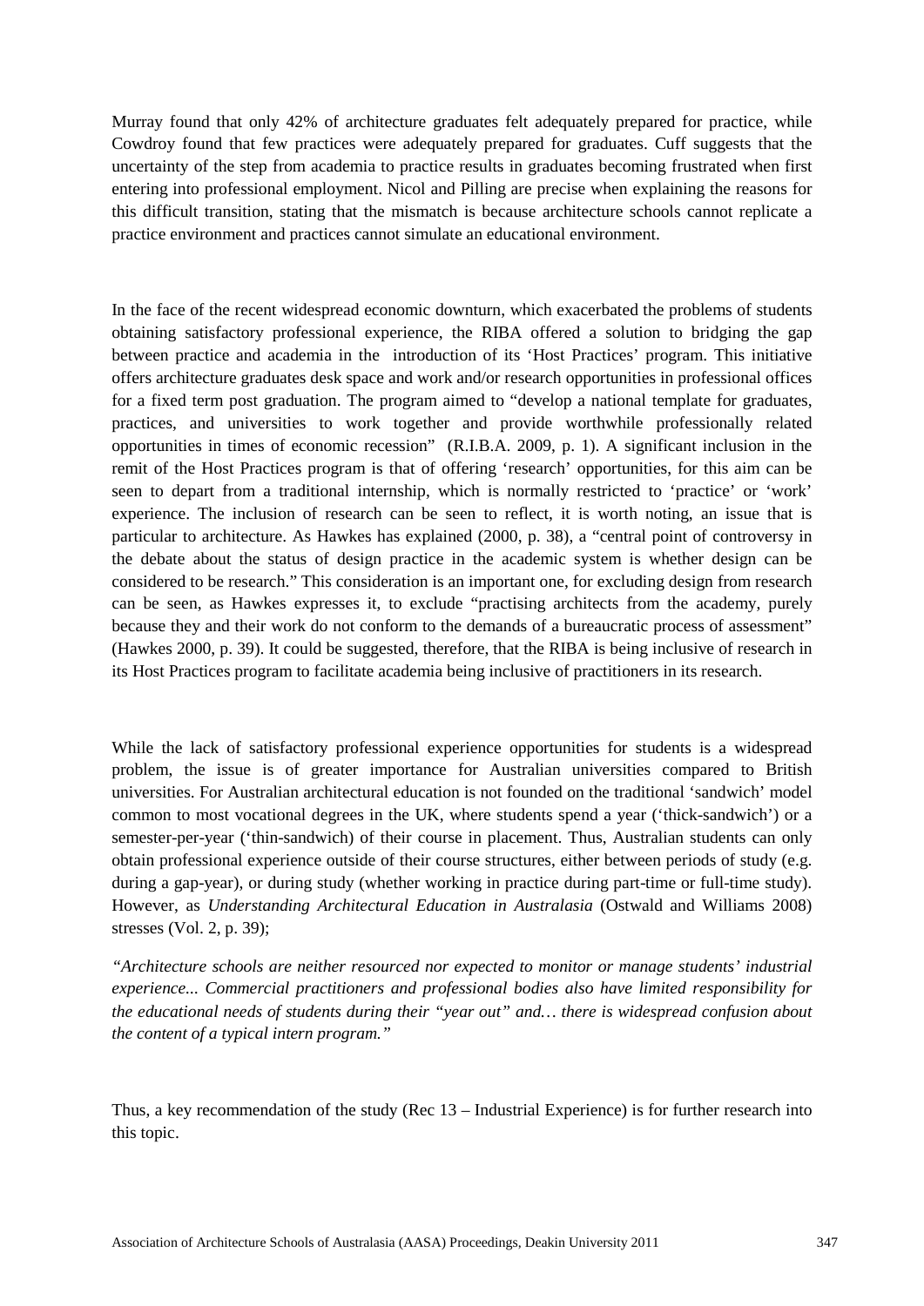Murray found that only 42% of architecture graduates felt adequately prepared for practice, while Cowdroy found that few practices were adequately prepared for graduates. Cuff suggests that the uncertainty of the step from academia to practice results in graduates becoming frustrated when first entering into professional employment. Nicol and Pilling are precise when explaining the reasons for this difficult transition, stating that the mismatch is because architecture schools cannot replicate a practice environment and practices cannot simulate an educational environment.

In the face of the recent widespread economic downturn, which exacerbated the problems of students obtaining satisfactory professional experience, the RIBA offered a solution to bridging the gap between practice and academia in the introduction of its 'Host Practices' program. This initiative offers architecture graduates desk space and work and/or research opportunities in professional offices for a fixed term post graduation. The program aimed to "develop a national template for graduates, practices, and universities to work together and provide worthwhile professionally related opportunities in times of economic recession" (R.I.B.A. 2009, p. 1). A significant inclusion in the remit of the Host Practices program is that of offering 'research' opportunities, for this aim can be seen to depart from a traditional internship, which is normally restricted to 'practice' or 'work' experience. The inclusion of research can be seen to reflect, it is worth noting, an issue that is particular to architecture. As Hawkes has explained (2000, p. 38), a "central point of controversy in the debate about the status of design practice in the academic system is whether design can be considered to be research." This consideration is an important one, for excluding design from research can be seen, as Hawkes expresses it, to exclude "practising architects from the academy, purely because they and their work do not conform to the demands of a bureaucratic process of assessment" (Hawkes 2000, p. 39). It could be suggested, therefore, that the RIBA is being inclusive of research in its Host Practices program to facilitate academia being inclusive of practitioners in its research.

While the lack of satisfactory professional experience opportunities for students is a widespread problem, the issue is of greater importance for Australian universities compared to British universities. For Australian architectural education is not founded on the traditional 'sandwich' model common to most vocational degrees in the UK, where students spend a year ('thick-sandwich') or a semester-per-year ('thin-sandwich) of their course in placement. Thus, Australian students can only obtain professional experience outside of their course structures, either between periods of study (e.g. during a gap-year), or during study (whether working in practice during part-time or full-time study). However, as *Understanding Architectural Education in Australasia* (Ostwald and Williams 2008) stresses (Vol. 2, p. 39);

*"Architecture schools are neither resourced nor expected to monitor or manage students' industrial experience... Commercial practitioners and professional bodies also have limited responsibility for the educational needs of students during their "year out" and… there is widespread confusion about the content of a typical intern program."*

Thus, a key recommendation of the study (Rec 13 – Industrial Experience) is for further research into this topic.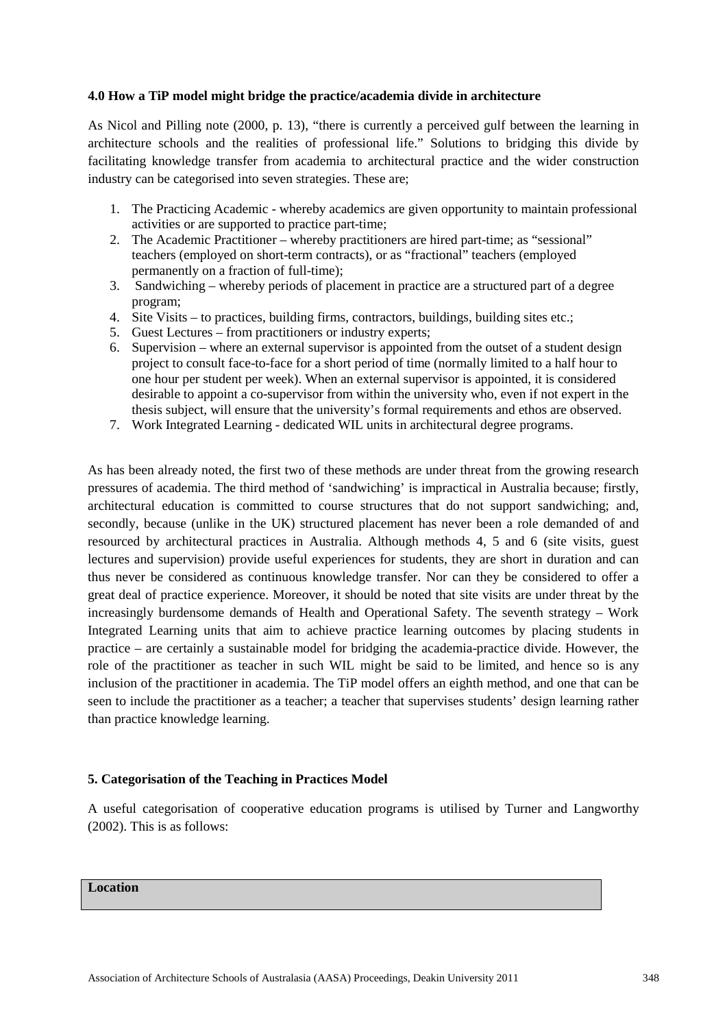### 4.0 How a TiP model might bridge the practice/academia divide in architecture

As Nicol and Pilling note (2000, p. 13), "there is currently a perceived gulf between the learning in architecture schools and the realities of professional life." Solutions to bridging this divide by facilitating knowledge transfer from academia to architectural practice and the wider construction industry can be categorised into seven strategies. These are;

1. The Practicing Academic - whereby academics are given opportunity to maintain professional activities or are supported to practice part-time;
2. The Academic Practitioner – whereby practitioners are hired part-time; as "sessional" teachers (employed on short-term contracts), or as "fractional" teachers (employed permanently on a fraction of full-time);
3. Sandwiching – whereby periods of placement in practice are a structured part of a degree program;
4. Site Visits – to practices, building firms, contractors, buildings, building sites etc.;
5. Guest Lectures – from practitioners or industry experts;
6. Supervision – where an external supervisor is appointed from the outset of a student design project to consult face-to-face for a short period of time (normally limited to a half hour to one hour per student per week). When an external supervisor is appointed, it is considered desirable to appoint a co-supervisor from within the university who, even if not expert in the thesis subject, will ensure that the university's formal requirements and ethos are observed.
7. Work Integrated Learning - dedicated WIL units in architectural degree programs.

As has been already noted, the first two of these methods are under threat from the growing research pressures of academia. The third method of 'sandwiching' is impractical in Australia because; firstly, architectural education is committed to course structures that do not support sandwiching; and, secondly, because (unlike in the UK) structured placement has never been a role demanded of and resourced by architectural practices in Australia. Although methods 4, 5 and 6 (site visits, guest lectures and supervision) provide useful experiences for students, they are short in duration and can thus never be considered as continuous knowledge transfer. Nor can they be considered to offer a great deal of practice experience. Moreover, it should be noted that site visits are under threat by the increasingly burdensome demands of Health and Operational Safety. The seventh strategy – Work Integrated Learning units that aim to achieve practice learning outcomes by placing students in practice – are certainly a sustainable model for bridging the academia-practice divide. However, the role of the practitioner as teacher in such WIL might be said to be limited, and hence so is any inclusion of the practitioner in academia. The TiP model offers an eighth method, and one that can be seen to include the practitioner as a teacher; a teacher that supervises students' design learning rather than practice knowledge learning.

### 5. Categorisation of the Teaching in Practices Model

A useful categorisation of cooperative education programs is utilised by Turner and Langworthy (2002). This is as follows:

| Location |
| --- |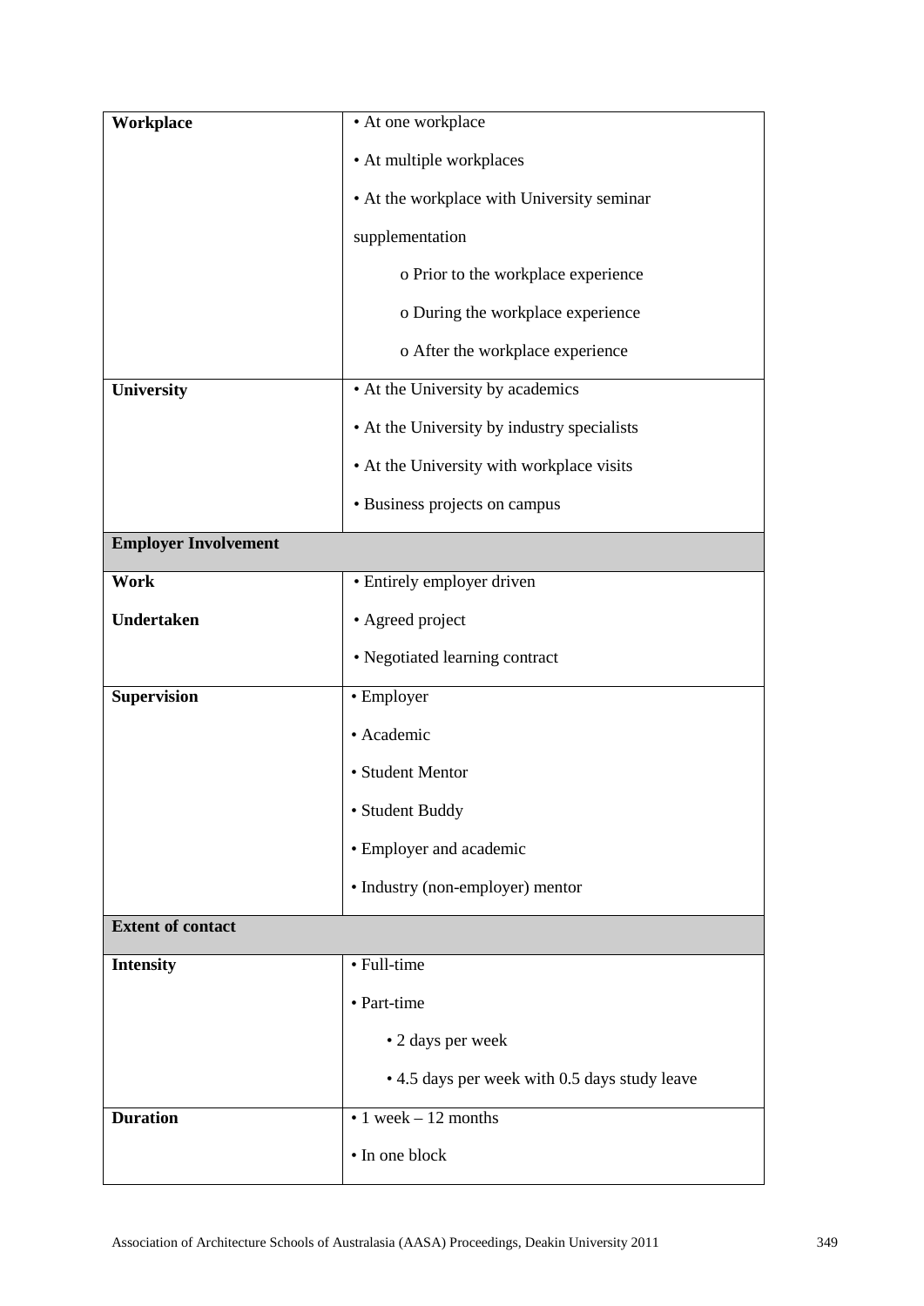| | |
|---|---|
| **Workplace** | • At one workplace<br>• At multiple workplaces<br>• At the workplace with University seminar supplementation<br>o Prior to the workplace experience<br>o During the workplace experience<br>o After the workplace experience |
| **University** | • At the University by academics<br>• At the University by industry specialists<br>• At the University with workplace visits<br>• Business projects on campus |
| **Employer Involvement** | |
| **Work Undertaken** | • Entirely employer driven<br>• Agreed project<br>• Negotiated learning contract |
| **Supervision** | • Employer<br>• Academic<br>• Student Mentor<br>• Student Buddy<br>• Employer and academic<br>• Industry (non-employer) mentor |
| **Extent of contact** | |
| **Intensity** | • Full-time<br>• Part-time<br>• 2 days per week<br>• 4.5 days per week with 0.5 days study leave |
| **Duration** | • 1 week – 12 months<br>• In one block |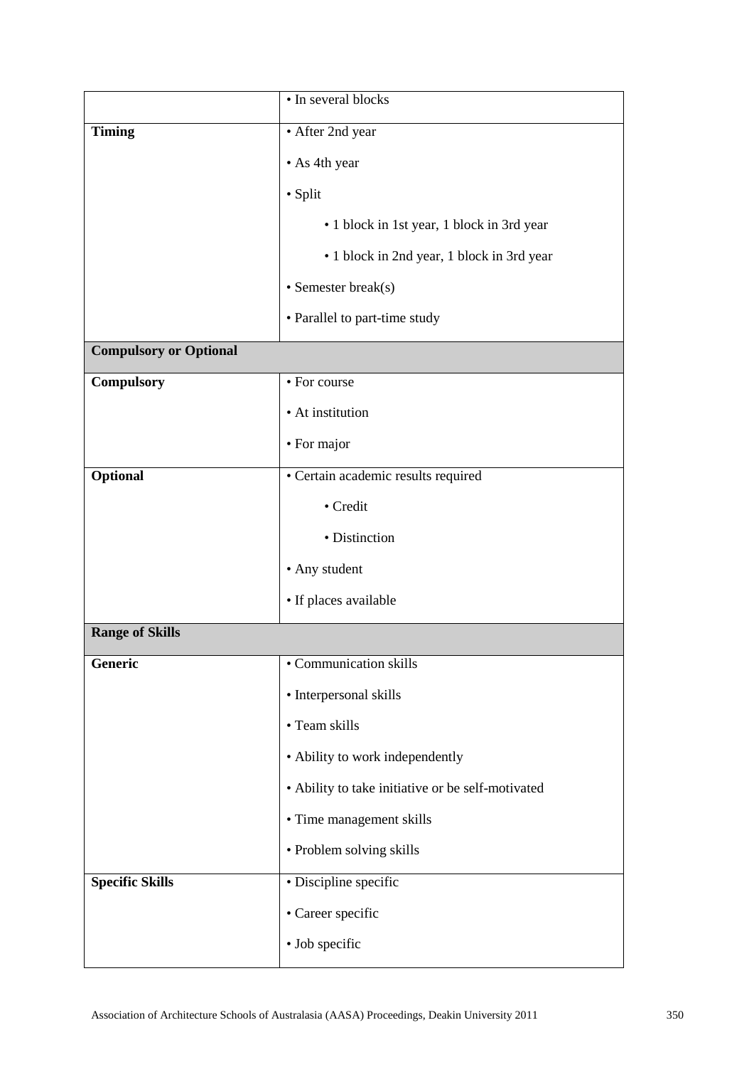| | |
|---|---|
| | • In several blocks |
| **Timing** | • After 2nd year<br>• As 4th year<br>• Split<br>&nbsp;&nbsp;&nbsp;&nbsp;• 1 block in 1st year, 1 block in 3rd year<br>&nbsp;&nbsp;&nbsp;&nbsp;• 1 block in 2nd year, 1 block in 3rd year<br>• Semester break(s)<br>• Parallel to part-time study |
| **Compulsory or Optional** | |
| **Compulsory** | • For course<br>• At institution<br>• For major |
| **Optional** | • Certain academic results required<br>&nbsp;&nbsp;&nbsp;&nbsp;• Credit<br>&nbsp;&nbsp;&nbsp;&nbsp;• Distinction<br>• Any student<br>• If places available |
| **Range of Skills** | |
| **Generic** | • Communication skills<br>• Interpersonal skills<br>• Team skills<br>• Ability to work independently<br>• Ability to take initiative or be self-motivated<br>• Time management skills<br>• Problem solving skills |
| **Specific Skills** | • Discipline specific<br>• Career specific<br>• Job specific |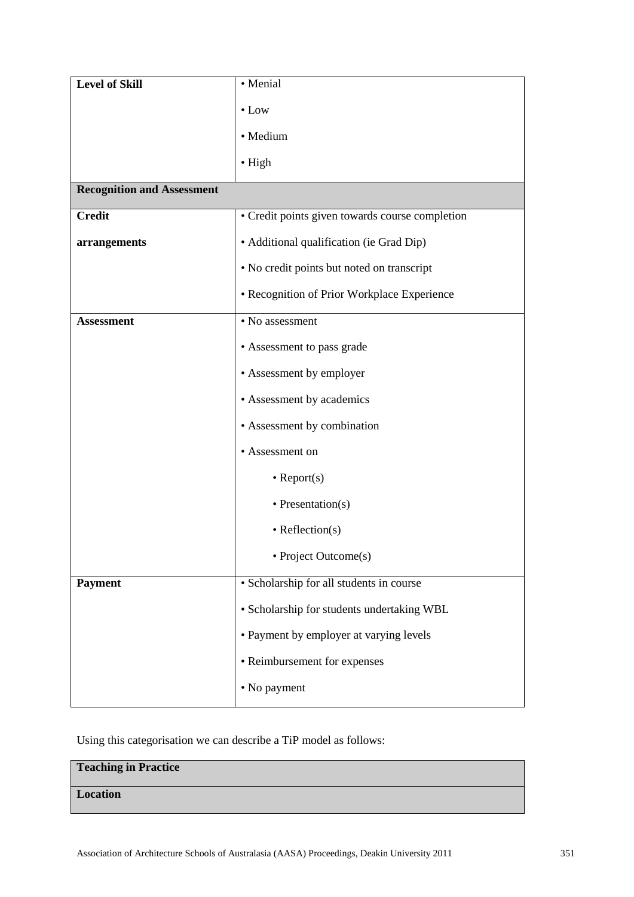| Level of Skill | • Menial<br>• Low<br>• Medium<br>• High |
|---|---|
| **Recognition and Assessment** | |
| **Credit arrangements** | • Credit points given towards course completion<br>• Additional qualification (ie Grad Dip)<br>• No credit points but noted on transcript<br>• Recognition of Prior Workplace Experience |
| **Assessment** | • No assessment<br>• Assessment to pass grade<br>• Assessment by employer<br>• Assessment by academics<br>• Assessment by combination<br>• Assessment on<br>&nbsp;&nbsp;&nbsp;&nbsp;• Report(s)<br>&nbsp;&nbsp;&nbsp;&nbsp;• Presentation(s)<br>&nbsp;&nbsp;&nbsp;&nbsp;• Reflection(s)<br>&nbsp;&nbsp;&nbsp;&nbsp;• Project Outcome(s) |
| **Payment** | • Scholarship for all students in course<br>• Scholarship for students undertaking WBL<br>• Payment by employer at varying levels<br>• Reimbursement for expenses<br>• No payment |

Using this categorisation we can describe a TiP model as follows:

| Teaching in Practice | |
|---|---|
| **Location** | |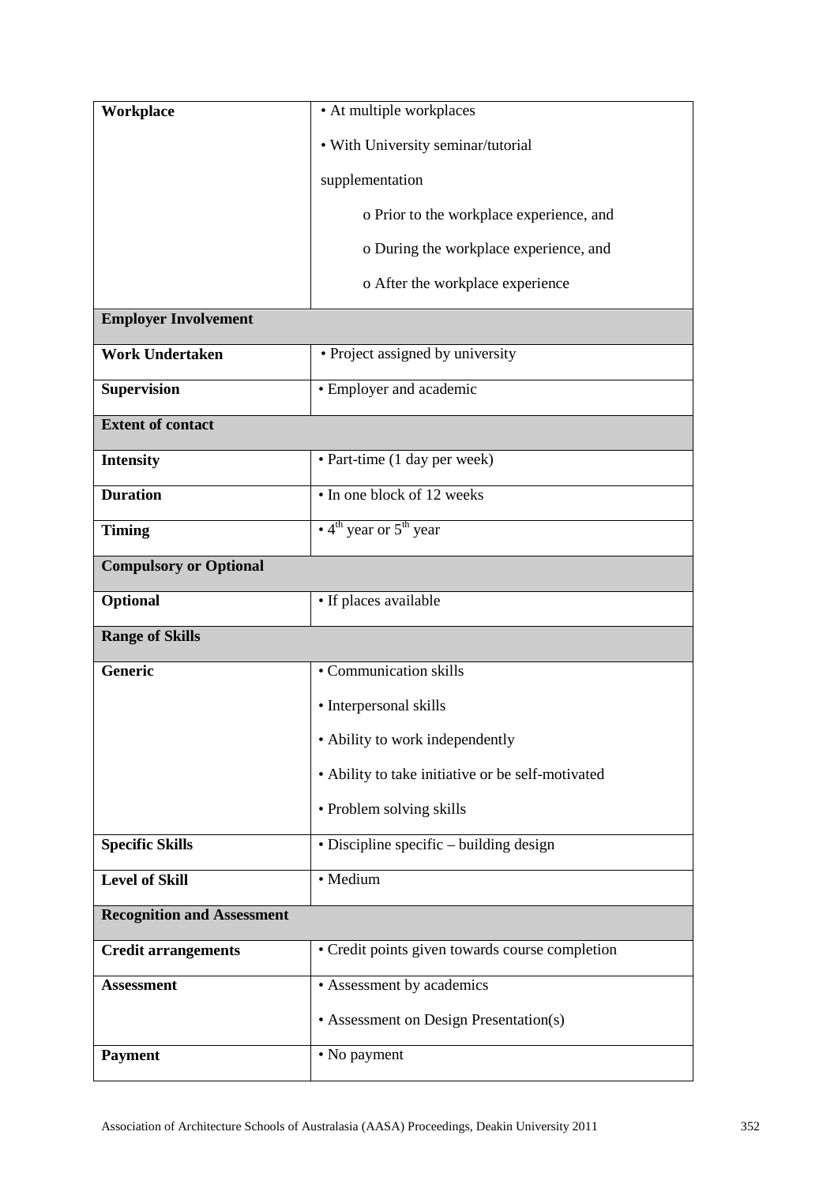| | |
|---|---|
| **Workplace** | • At multiple workplaces<br>• With University seminar/tutorial supplementation<br>o Prior to the workplace experience, and<br>o During the workplace experience, and<br>o After the workplace experience |
| **Employer Involvement** | |
| **Work Undertaken** | • Project assigned by university |
| **Supervision** | • Employer and academic |
| **Extent of contact** | |
| **Intensity** | • Part-time (1 day per week) |
| **Duration** | • In one block of 12 weeks |
| **Timing** | • $4^{th}$ year or $5^{th}$ year |
| **Compulsory or Optional** | |
| **Optional** | • If places available |
| **Range of Skills** | |
| **Generic** | • Communication skills<br>• Interpersonal skills<br>• Ability to work independently<br>• Ability to take initiative or be self-motivated<br>• Problem solving skills |
| **Specific Skills** | • Discipline specific – building design |
| **Level of Skill** | • Medium |
| **Recognition and Assessment** | |
| **Credit arrangements** | • Credit points given towards course completion |
| **Assessment** | • Assessment by academics<br>• Assessment on Design Presentation(s) |
| **Payment** | • No payment |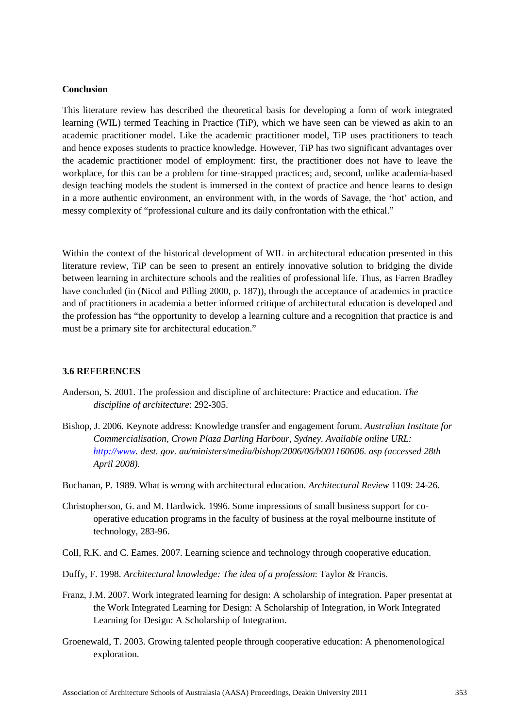**Conclusion**

This literature review has described the theoretical basis for developing a form of work integrated learning (WIL) termed Teaching in Practice (TiP), which we have seen can be viewed as akin to an academic practitioner model. Like the academic practitioner model, TiP uses practitioners to teach and hence exposes students to practice knowledge. However, TiP has two significant advantages over the academic practitioner model of employment: first, the practitioner does not have to leave the workplace, for this can be a problem for time-strapped practices; and, second, unlike academia-based design teaching models the student is immersed in the context of practice and hence learns to design in a more authentic environment, an environment with, in the words of Savage, the 'hot' action, and messy complexity of "professional culture and its daily confrontation with the ethical."

Within the context of the historical development of WIL in architectural education presented in this literature review, TiP can be seen to present an entirely innovative solution to bridging the divide between learning in architecture schools and the realities of professional life. Thus, as Farren Bradley have concluded (in (Nicol and Pilling 2000, p. 187)), through the acceptance of academics in practice and of practitioners in academia a better informed critique of architectural education is developed and the profession has "the opportunity to develop a learning culture and a recognition that practice is and must be a primary site for architectural education."

**3.6 REFERENCES**

Anderson, S. 2001. The profession and discipline of architecture: Practice and education. *The discipline of architecture*: 292-305.

Bishop, J. 2006. Keynote address: Knowledge transfer and engagement forum. *Australian Institute for Commercialisation, Crown Plaza Darling Harbour, Sydney. Available online URL: http://www. dest. gov. au/ministers/media/bishop/2006/06/b001160606. asp (accessed 28th April 2008).*

Buchanan, P. 1989. What is wrong with architectural education. *Architectural Review* 1109: 24-26.

Christopherson, G. and M. Hardwick. 1996. Some impressions of small business support for co-operative education programs in the faculty of business at the royal melbourne institute of technology, 283-96.

Coll, R.K. and C. Eames. 2007. Learning science and technology through cooperative education.

Duffy, F. 1998. *Architectural knowledge: The idea of a profession*: Taylor & Francis.

Franz, J.M. 2007. Work integrated learning for design: A scholarship of integration. Paper presentat at the Work Integrated Learning for Design: A Scholarship of Integration, in Work Integrated Learning for Design: A Scholarship of Integration.

Groenewald, T. 2003. Growing talented people through cooperative education: A phenomenological exploration.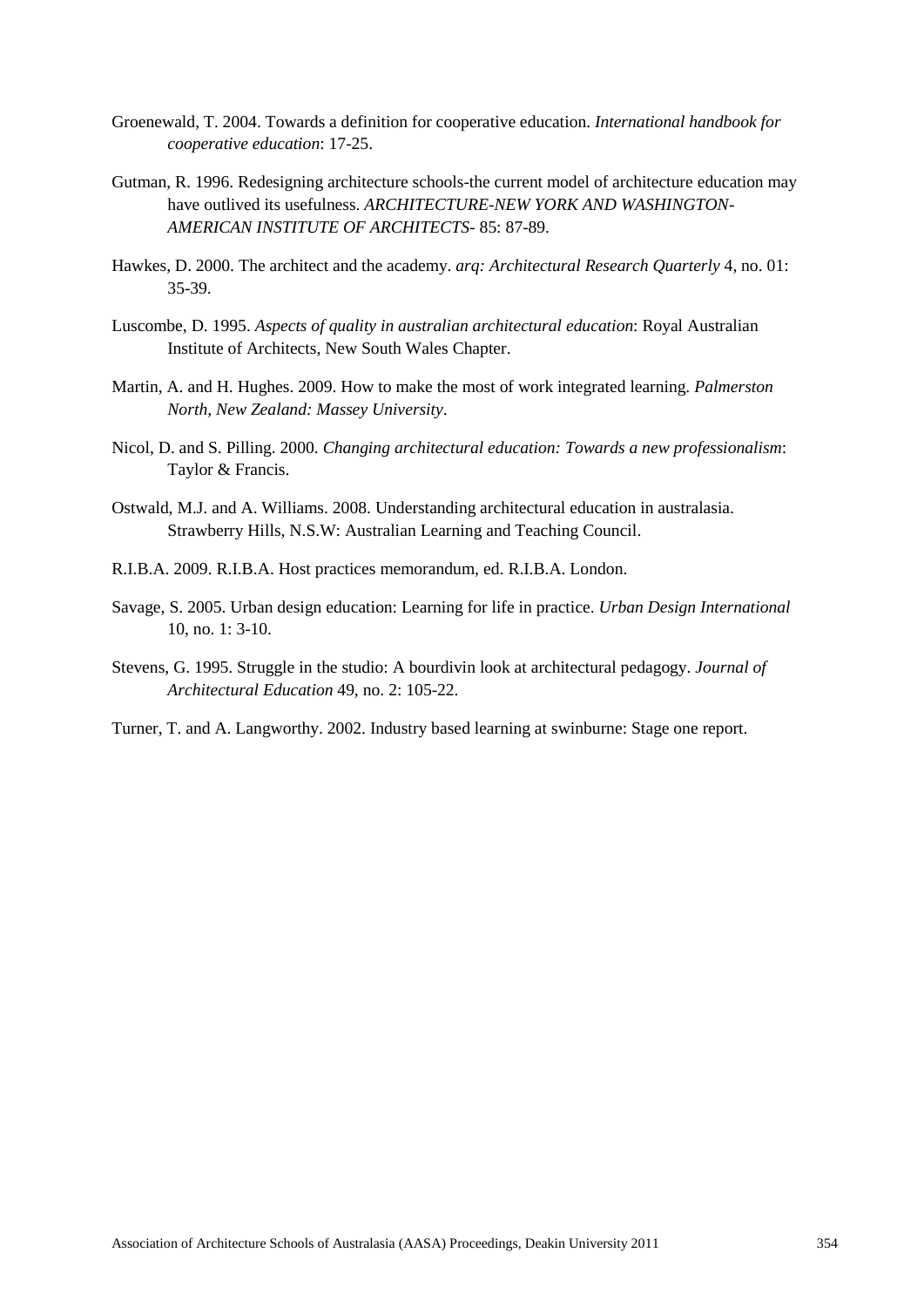Groenewald, T. 2004. Towards a definition for cooperative education. *International handbook for cooperative education*: 17-25.

Gutman, R. 1996. Redesigning architecture schools-the current model of architecture education may have outlived its usefulness. *ARCHITECTURE-NEW YORK AND WASHINGTON-AMERICAN INSTITUTE OF ARCHITECTS-* 85: 87-89.

Hawkes, D. 2000. The architect and the academy. *arq: Architectural Research Quarterly* 4, no. 01: 35-39.

Luscombe, D. 1995. *Aspects of quality in australian architectural education*: Royal Australian Institute of Architects, New South Wales Chapter.

Martin, A. and H. Hughes. 2009. How to make the most of work integrated learning. *Palmerston North, New Zealand: Massey University*.

Nicol, D. and S. Pilling. 2000. *Changing architectural education: Towards a new professionalism*: Taylor & Francis.

Ostwald, M.J. and A. Williams. 2008. Understanding architectural education in australasia. Strawberry Hills, N.S.W: Australian Learning and Teaching Council.

R.I.B.A. 2009. R.I.B.A. Host practices memorandum, ed. R.I.B.A. London.

Savage, S. 2005. Urban design education: Learning for life in practice. *Urban Design International* 10, no. 1: 3-10.

Stevens, G. 1995. Struggle in the studio: A bourdivin look at architectural pedagogy. *Journal of Architectural Education* 49, no. 2: 105-22.

Turner, T. and A. Langworthy. 2002. Industry based learning at swinburne: Stage one report.